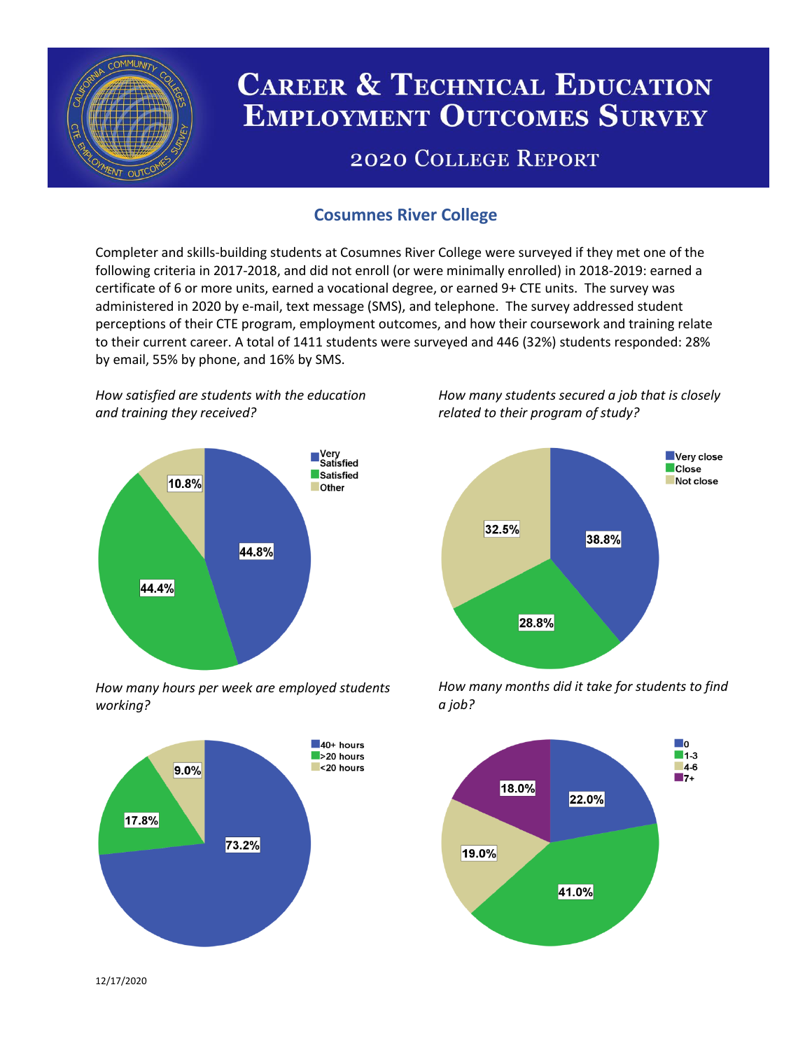# Career & Technical Education Employment Outcomes Survey

## 2020 College Report

### Cosumnes River College

Completer and skills-building students at Cosumnes River College were surveyed if they met one of the following criteria in 2017-2018, and did not enroll (or were minimally enrolled) in 2018-2019: earned a certificate of 6 or more units, earned a vocational degree, or earned 9+ CTE units. The survey was administered in 2020 by e-mail, text message (SMS), and telephone. The survey addressed student perceptions of their CTE program, employment outcomes, and how their coursework and training relate to their current career. A total of 1411 students were surveyed and 446 (32%) students responded: 28% by email, 55% by phone, and 16% by SMS.

*How satisfied are students with the education and training they received?*

| Response | Percent |
| --- | --- |
| Very Satisfied | 44.8% |
| Satisfied | 44.4% |
| Other | 10.8% |

*How many students secured a job that is closely related to their program of study?*

| Response | Percent |
| --- | --- |
| Very close | 38.8% |
| Close | 28.8% |
| Not close | 32.5% |

*How many hours per week are employed students working?*

| Response | Percent |
| --- | --- |
| 40+ hours | 73.2% |
| >20 hours | 17.8% |
| <20 hours | 9.0% |

*How many months did it take for students to find a job?*

| Months | Percent |
| --- | --- |
| 0 | 22.0% |
| 1-3 | 41.0% |
| 4-6 | 19.0% |
| 7+ | 18.0% |

12/17/2020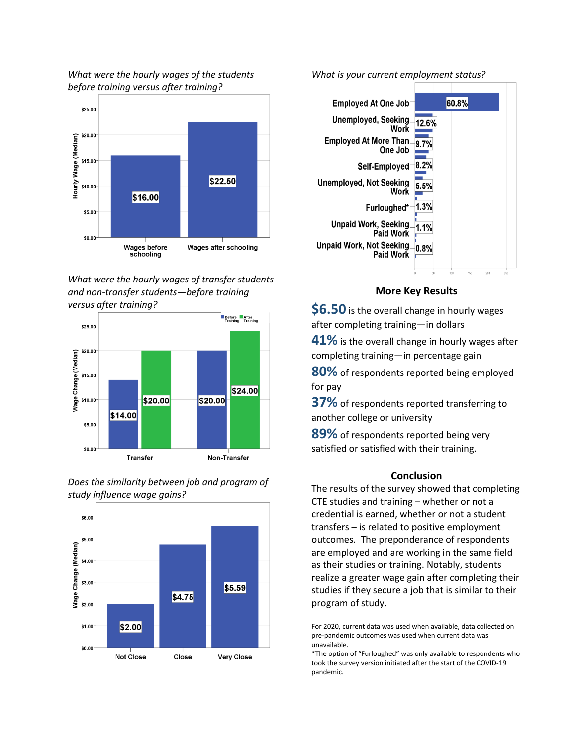*What were the hourly wages of the students before training versus after training?*

Hourly Wage (Median)

$25.00
$20.00
$15.00
$10.00
$5.00
$0.00

$16.00
$22.50

Wages before schooling
Wages after schooling

*What were the hourly wages of transfer students and non-transfer students—before training versus after training?*

Before Training
After Training

Wage Change (Median)

$25.00
$20.00
$15.00
$10.00
$5.00
$0.00

$14.00
$20.00
$20.00
$24.00

Transfer
Non-Transfer

*Does the similarity between job and program of study influence wage gains?*

Wage Change (Median)

$6.00
$5.00
$4.00
$3.00
$2.00
$1.00
$0.00

$2.00
$4.75
$5.59

Not Close
Close
Very Close

*What is your current employment status?*

Employed At One Job 60.8%
Unemployed, Seeking Work 12.6%
Employed At More Than One Job 9.7%
Self-Employed 8.2%
Unemployed, Not Seeking Work 5.5%
Furloughed* 1.3%
Unpaid Work, Seeking Paid Work 1.1%
Unpaid Work, Not Seeking Paid Work 0.8%

0
50
100
150
200
250

### More Key Results

**$6.50** is the overall change in hourly wages after completing training—in dollars

**41%** is the overall change in hourly wages after completing training—in percentage gain

**80%** of respondents reported being employed for pay

**37%** of respondents reported transferring to another college or university

**89%** of respondents reported being very satisfied or satisfied with their training.

### Conclusion

The results of the survey showed that completing CTE studies and training – whether or not a credential is earned, whether or not a student transfers – is related to positive employment outcomes. The preponderance of respondents are employed and are working in the same field as their studies or training. Notably, students realize a greater wage gain after completing their studies if they secure a job that is similar to their program of study.

For 2020, current data was used when available, data collected on pre-pandemic outcomes was used when current data was unavailable.

*The option of "Furloughed" was only available to respondents who took the survey version initiated after the start of the COVID-19 pandemic.